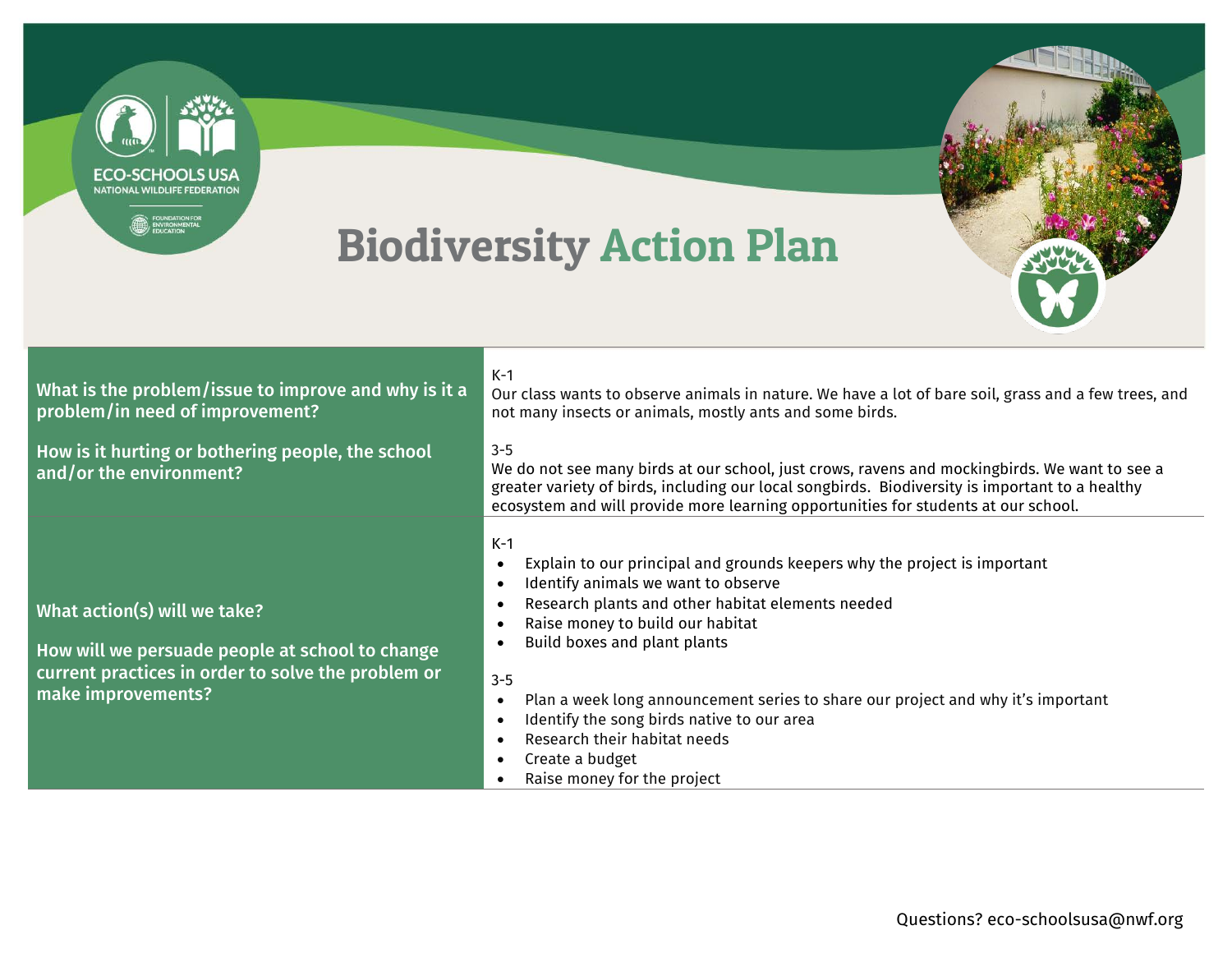ECO-SCHOOLS USA
NATIONAL WILDLIFE FEDERATION
FOUNDATION FOR ENVIRONMENTAL EDUCATION

# Biodiversity Action Plan

| | |
|---|---|
| **What is the problem/issue to improve and why is it a problem/in need of improvement?**<br><br>**How is it hurting or bothering people, the school and/or the environment?** | K-1<br>Our class wants to observe animals in nature. We have a lot of bare soil, grass and a few trees, and not many insects or animals, mostly ants and some birds.<br><br>3-5<br>We do not see many birds at our school, just crows, ravens and mockingbirds. We want to see a greater variety of birds, including our local songbirds. Biodiversity is important to a healthy ecosystem and will provide more learning opportunities for students at our school. |
| **What action(s) will we take?**<br><br>**How will we persuade people at school to change current practices in order to solve the problem or make improvements?** | K-1<br>• Explain to our principal and grounds keepers why the project is important<br>• Identify animals we want to observe<br>• Research plants and other habitat elements needed<br>• Raise money to build our habitat<br>• Build boxes and plant plants<br><br>3-5<br>• Plan a week long announcement series to share our project and why it's important<br>• Identify the song birds native to our area<br>• Research their habitat needs<br>• Create a budget<br>• Raise money for the project |

Questions? eco-schoolsusa@nwf.org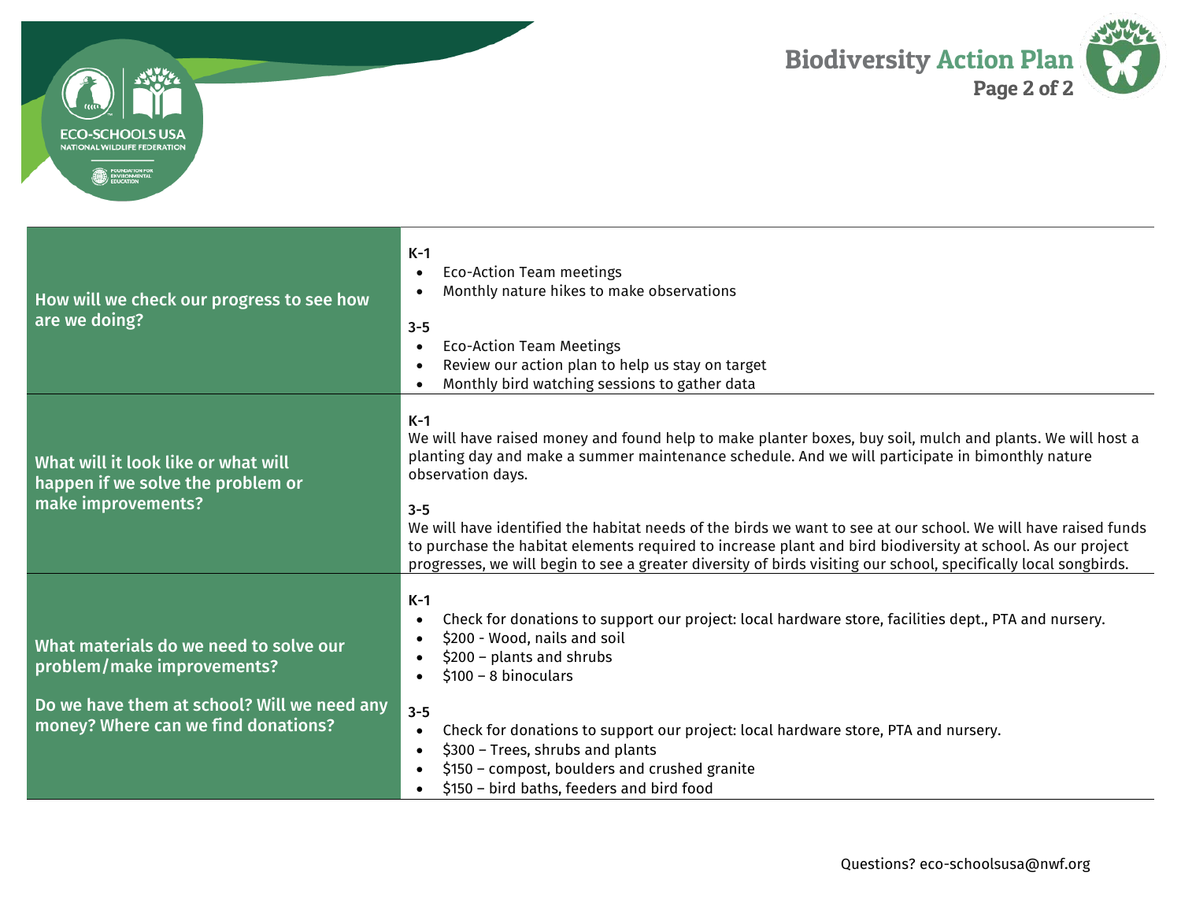# Biodiversity Action Plan

| | |
|---|---|
| **How will we check our progress to see how are we doing?** | **K-1**<br>• Eco-Action Team meetings<br>• Monthly nature hikes to make observations<br><br>**3-5**<br>• Eco-Action Team Meetings<br>• Review our action plan to help us stay on target<br>• Monthly bird watching sessions to gather data |
| **What will it look like or what will happen if we solve the problem or make improvements?** | **K-1**<br>We will have raised money and found help to make planter boxes, buy soil, mulch and plants. We will host a planting day and make a summer maintenance schedule. And we will participate in bimonthly nature observation days.<br><br>**3-5**<br>We will have identified the habitat needs of the birds we want to see at our school. We will have raised funds to purchase the habitat elements required to increase plant and bird biodiversity at school. As our project progresses, we will begin to see a greater diversity of birds visiting our school, specifically local songbirds. |
| **What materials do we need to solve our problem/make improvements?**<br><br>**Do we have them at school? Will we need any money? Where can we find donations?** | **K-1**<br>• Check for donations to support our project: local hardware store, facilities dept., PTA and nursery.<br>• $200 - Wood, nails and soil<br>• $200 – plants and shrubs<br>• $100 – 8 binoculars<br><br>**3-5**<br>• Check for donations to support our project: local hardware store, PTA and nursery.<br>• $300 – Trees, shrubs and plants<br>• $150 – compost, boulders and crushed granite<br>• $150 – bird baths, feeders and bird food |

Questions? eco-schoolsusa@nwf.org